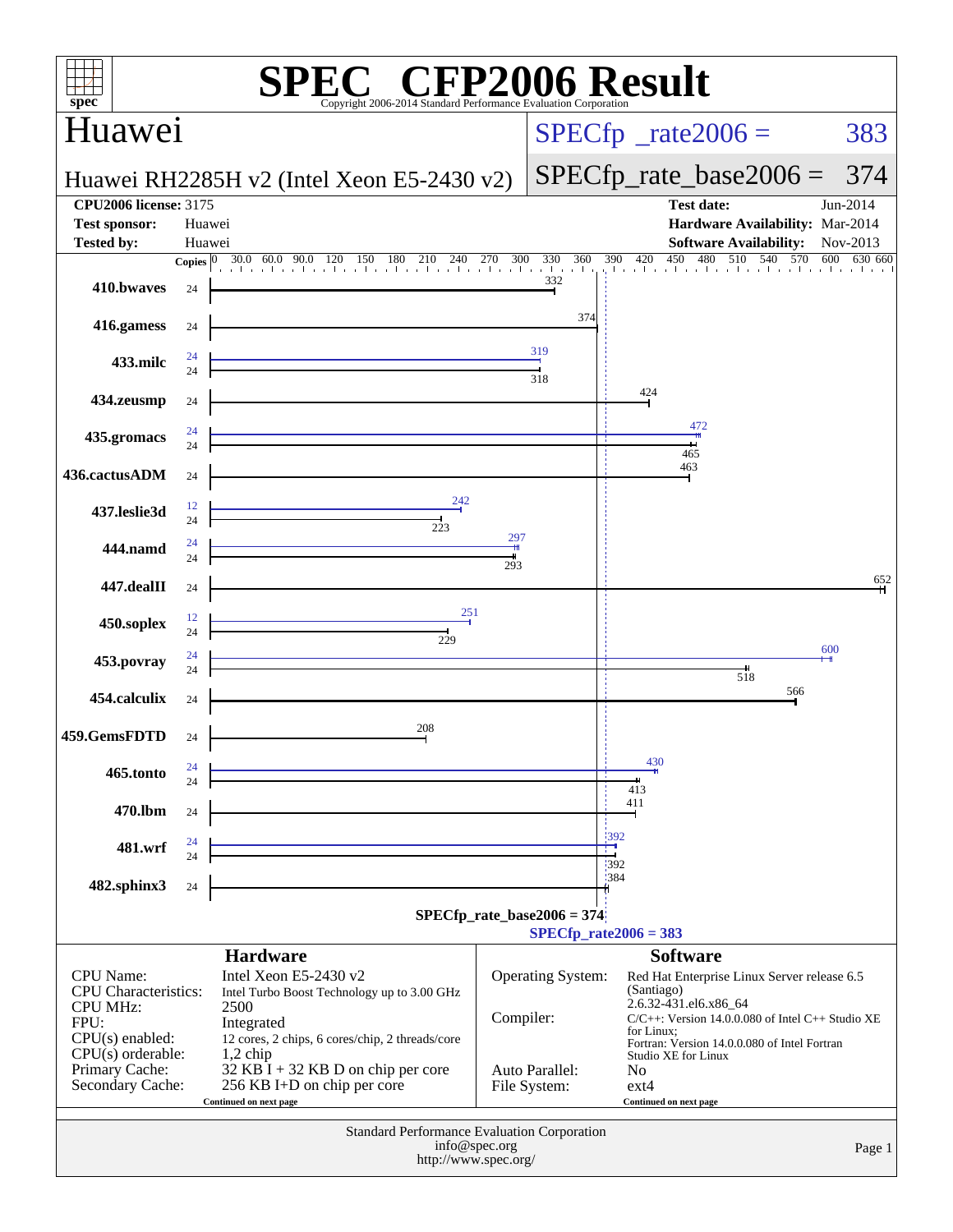# SPEC CFP2006 Result

Copyright 2006-2014 Standard Performance Evaluation Corporation

## Huawei

**Huawei RH2285H v2 (Intel Xeon E5-2430 v2)**

SPECfp_rate2006 = 383

SPECfp_rate_base2006 = 374

| | | | |
|---|---|---|---|
| **CPU2006 license:** 3175 | | **Test date:** | Jun-2014 |
| **Test sponsor:** | Huawei | **Hardware Availability:** | Mar-2014 |
| **Tested by:** | Huawei | **Software Availability:** | Nov-2013 |

| Benchmark | Copies (peak) | Peak | Copies (base) | Base |
|---|---|---|---|---|
| 410.bwaves | | | 24 | 332 |
| 416.gamess | | | 24 | 374 |
| 433.milc | 24 | 319 | 24 | 318 |
| 434.zeusmp | | | 24 | 424 |
| 435.gromacs | 24 | 472 | 24 | 465 |
| 436.cactusADM | | | 24 | 463 |
| 437.leslie3d | 12 | 242 | 24 | 223 |
| 444.namd | 24 | 297 | 24 | 293 |
| 447.dealII | | | 24 | 652 |
| 450.soplex | 12 | 251 | 24 | 229 |
| 453.povray | 24 | 600 | 24 | 518 |
| 454.calculix | | | 24 | 566 |
| 459.GemsFDTD | | | 24 | 208 |
| 465.tonto | 24 | 430 | 24 | 413 |
| 470.lbm | | | 24 | 411 |
| 481.wrf | 24 | 392 | 24 | 392 |
| 482.sphinx3 | | | 24 | 384 |

SPECfp_rate_base2006 = 374

SPECfp_rate2006 = 383

### Hardware

| | |
|---|---|
| CPU Name: | Intel Xeon E5-2430 v2 |
| CPU Characteristics: | Intel Turbo Boost Technology up to 3.00 GHz |
| CPU MHz: | 2500 |
| FPU: | Integrated |
| CPU(s) enabled: | 12 cores, 2 chips, 6 cores/chip, 2 threads/core |
| CPU(s) orderable: | 1,2 chip |
| Primary Cache: | 32 KB I + 32 KB D on chip per core |
| Secondary Cache: | 256 KB I+D on chip per core |

Continued on next page

### Software

| | |
|---|---|
| Operating System: | Red Hat Enterprise Linux Server release 6.5 (Santiago) 2.6.32-431.el6.x86_64 |
| Compiler: | C/C++: Version 14.0.0.080 of Intel C++ Studio XE for Linux; Fortran: Version 14.0.0.080 of Intel Fortran Studio XE for Linux |
| Auto Parallel: | No |
| File System: | ext4 |

Continued on next page

Standard Performance Evaluation Corporation
info@spec.org
http://www.spec.org/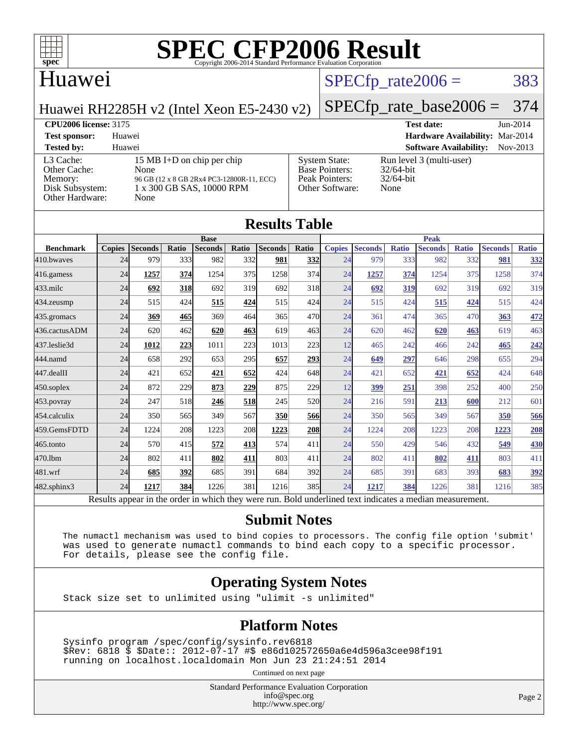# SPEC CFP2006 Result

Copyright 2006-2014 Standard Performance Evaluation Corporation

## Huawei

Huawei RH2285H v2 (Intel Xeon E5-2430 v2)

SPECfp_rate2006 = 383

SPECfp_rate_base2006 = 374

| | | | |
|---|---|---|---|
| **CPU2006 license:** 3175 | | **Test date:** | Jun-2014 |
| **Test sponsor:** | Huawei | **Hardware Availability:** | Mar-2014 |
| **Tested by:** | Huawei | **Software Availability:** | Nov-2013 |

| | | | |
|---|---|---|---|
| L3 Cache: | 15 MB I+D on chip per chip | System State: | Run level 3 (multi-user) |
| Other Cache: | None | Base Pointers: | 32/64-bit |
| Memory: | 96 GB (12 x 8 GB 2Rx4 PC3-12800R-11, ECC) | Peak Pointers: | 32/64-bit |
| Disk Subsystem: | 1 x 300 GB SAS, 10000 RPM | Other Software: | None |
| Other Hardware: | None | | |

## Results Table

| Benchmark | Base | | | | | | | Peak | | | | | | |
|---|---|---|---|---|---|---|---|---|---|---|---|---|---|---|
| | Copies | Seconds | Ratio | Seconds | Ratio | Seconds | Ratio | Copies | Seconds | Ratio | Seconds | Ratio | Seconds | Ratio |
| 410.bwaves | 24 | 979 | 333 | 982 | 332 | **981** | **332** | 24 | 979 | 333 | 982 | 332 | **981** | **332** |
| 416.gamess | 24 | **1257** | **374** | 1254 | 375 | 1258 | 374 | 24 | **1257** | **374** | 1254 | 375 | 1258 | 374 |
| 433.milc | 24 | **692** | **318** | 692 | 319 | 692 | 318 | 24 | **692** | **319** | 692 | 319 | 692 | 319 |
| 434.zeusmp | 24 | 515 | 424 | **515** | **424** | 515 | 424 | 24 | 515 | 424 | **515** | **424** | 515 | 424 |
| 435.gromacs | 24 | **369** | **465** | 369 | 464 | 365 | 470 | 24 | 361 | 474 | 365 | 470 | **363** | **472** |
| 436.cactusADM | 24 | 620 | 462 | **620** | **463** | 619 | 463 | 24 | 620 | 462 | **620** | **463** | 619 | 463 |
| 437.leslie3d | 24 | **1012** | **223** | 1011 | 223 | 1013 | 223 | 12 | 465 | 242 | 466 | 242 | **465** | **242** |
| 444.namd | 24 | 658 | 292 | 653 | 295 | **657** | **293** | 24 | **649** | **297** | 646 | 298 | 655 | 294 |
| 447.dealII | 24 | 421 | 652 | **421** | **652** | 424 | 648 | 24 | 421 | 652 | **421** | **652** | 424 | 648 |
| 450.soplex | 24 | 872 | 229 | **873** | **229** | 875 | 229 | 12 | **399** | **251** | 398 | 252 | 400 | 250 |
| 453.povray | 24 | 247 | 518 | **246** | **518** | 245 | 520 | 24 | 216 | 591 | **213** | **600** | 212 | 601 |
| 454.calculix | 24 | 350 | 565 | 349 | 567 | **350** | **566** | 24 | 350 | 565 | 349 | 567 | **350** | **566** |
| 459.GemsFDTD | 24 | 1224 | 208 | 1223 | 208 | **1223** | **208** | 24 | 1224 | 208 | 1223 | 208 | **1223** | **208** |
| 465.tonto | 24 | 570 | 415 | **572** | **413** | 574 | 411 | 24 | 550 | 429 | 546 | 432 | **549** | **430** |
| 470.lbm | 24 | 802 | 411 | **802** | **411** | 803 | 411 | 24 | 802 | 411 | **802** | **411** | 803 | 411 |
| 481.wrf | 24 | **685** | **392** | 685 | 391 | 684 | 392 | 24 | 685 | 391 | 683 | 393 | **683** | **392** |
| 482.sphinx3 | 24 | **1217** | **384** | 1226 | 381 | 1216 | 385 | 24 | **1217** | **384** | 1226 | 381 | 1216 | 385 |

Results appear in the order in which they were run. Bold underlined text indicates a median measurement.

## Submit Notes

```
The numactl mechanism was used to bind copies to processors. The config file option 'submit'
was used to generate numactl commands to bind each copy to a specific processor.
For details, please see the config file.
```

## Operating System Notes

```
Stack size set to unlimited using "ulimit -s unlimited"
```

## Platform Notes

```
Sysinfo program /spec/config/sysinfo.rev6818
$Rev: 6818 $ $Date:: 2012-07-17 #$ e86d102572650a6e4d596a3cee98f191
running on localhost.localdomain Mon Jun 23 21:24:51 2014
```

Continued on next page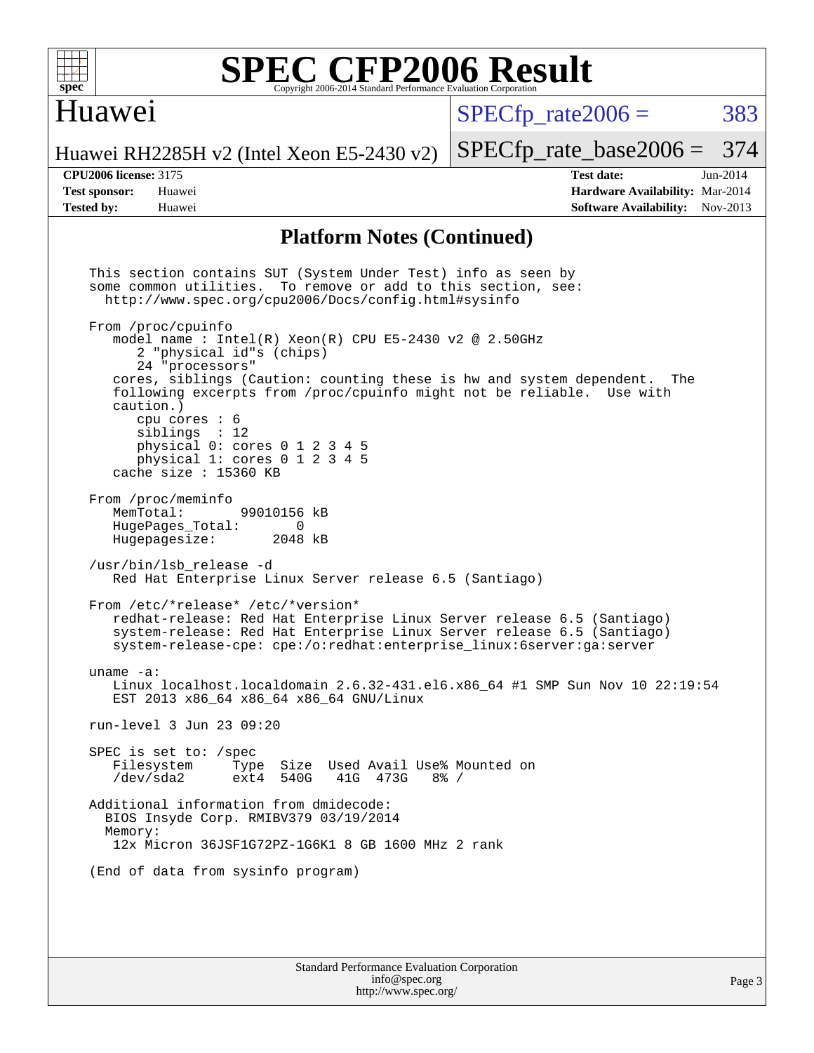## Platform Notes (Continued)

```
This section contains SUT (System Under Test) info as seen by
some common utilities.  To remove or add to this section, see:
  http://www.spec.org/cpu2006/Docs/config.html#sysinfo

From /proc/cpuinfo
   model name : Intel(R) Xeon(R) CPU E5-2430 v2 @ 2.50GHz
      2 "physical id"s (chips)
      24 "processors"
   cores, siblings (Caution: counting these is hw and system dependent.  The
   following excerpts from /proc/cpuinfo might not be reliable.  Use with
   caution.)
      cpu cores : 6
      siblings  : 12
      physical 0: cores 0 1 2 3 4 5
      physical 1: cores 0 1 2 3 4 5
   cache size : 15360 KB

From /proc/meminfo
   MemTotal:       99010156 kB
   HugePages_Total:       0
   Hugepagesize:       2048 kB

/usr/bin/lsb_release -d
   Red Hat Enterprise Linux Server release 6.5 (Santiago)

From /etc/*release* /etc/*version*
   redhat-release: Red Hat Enterprise Linux Server release 6.5 (Santiago)
   system-release: Red Hat Enterprise Linux Server release 6.5 (Santiago)
   system-release-cpe: cpe:/o:redhat:enterprise_linux:6server:ga:server

uname -a:
   Linux localhost.localdomain 2.6.32-431.el6.x86_64 #1 SMP Sun Nov 10 22:19:54
   EST 2013 x86_64 x86_64 x86_64 GNU/Linux

run-level 3 Jun 23 09:20

SPEC is set to: /spec
   Filesystem     Type  Size  Used Avail Use% Mounted on
   /dev/sda2      ext4  540G   41G  473G   8% /

Additional information from dmidecode:
  BIOS Insyde Corp. RMIBV379 03/19/2014
  Memory:
   12x Micron 36JSF1G72PZ-1G6K1 8 GB 1600 MHz 2 rank

(End of data from sysinfo program)
```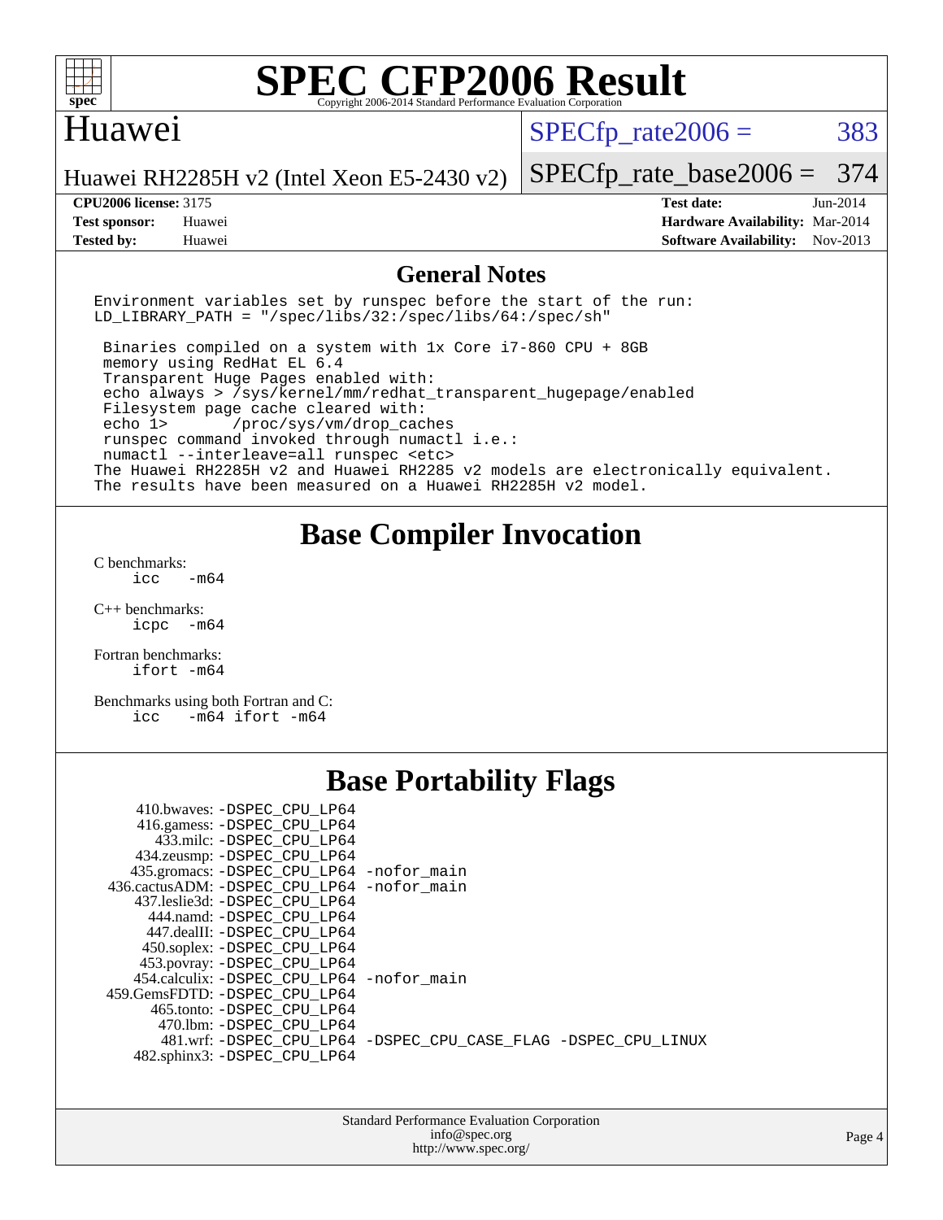# SPEC CFP2006 Result

Copyright 2006-2014 Standard Performance Evaluation Corporation

## Huawei

Huawei RH2285H v2 (Intel Xeon E5-2430 v2)

SPECfp_rate2006 = 383

SPECfp_rate_base2006 = 374

| | | | |
|---|---|---|---|
| **CPU2006 license:** 3175 | | **Test date:** | Jun-2014 |
| **Test sponsor:** | Huawei | **Hardware Availability:** | Mar-2014 |
| **Tested by:** | Huawei | **Software Availability:** | Nov-2013 |

## General Notes

```
Environment variables set by runspec before the start of the run:
LD_LIBRARY_PATH = "/spec/libs/32:/spec/libs/64:/spec/sh"

 Binaries compiled on a system with 1x Core i7-860 CPU + 8GB
 memory using RedHat EL 6.4
 Transparent Huge Pages enabled with:
 echo always > /sys/kernel/mm/redhat_transparent_hugepage/enabled
 Filesystem page cache cleared with:
 echo 1>       /proc/sys/vm/drop_caches
 runspec command invoked through numactl i.e.:
 numactl --interleave=all runspec <etc>
The Huawei RH2285H v2 and Huawei RH2285 v2 models are electronically equivalent.
The results have been measured on a Huawei RH2285H v2 model.
```

## Base Compiler Invocation

C benchmarks:
```
icc   -m64
```

C++ benchmarks:
```
icpc  -m64
```

Fortran benchmarks:
```
ifort -m64
```

Benchmarks using both Fortran and C:
```
icc   -m64 ifort -m64
```

## Base Portability Flags

```
    410.bwaves: -DSPEC_CPU_LP64
    416.gamess: -DSPEC_CPU_LP64
      433.milc: -DSPEC_CPU_LP64
    434.zeusmp: -DSPEC_CPU_LP64
   435.gromacs: -DSPEC_CPU_LP64 -nofor_main
  436.cactusADM: -DSPEC_CPU_LP64 -nofor_main
   437.leslie3d: -DSPEC_CPU_LP64
     444.namd: -DSPEC_CPU_LP64
    447.dealII: -DSPEC_CPU_LP64
    450.soplex: -DSPEC_CPU_LP64
    453.povray: -DSPEC_CPU_LP64
   454.calculix: -DSPEC_CPU_LP64 -nofor_main
  459.GemsFDTD: -DSPEC_CPU_LP64
     465.tonto: -DSPEC_CPU_LP64
      470.lbm: -DSPEC_CPU_LP64
      481.wrf: -DSPEC_CPU_LP64 -DSPEC_CPU_CASE_FLAG -DSPEC_CPU_LINUX
   482.sphinx3: -DSPEC_CPU_LP64
```

Standard Performance Evaluation Corporation
info@spec.org
http://www.spec.org/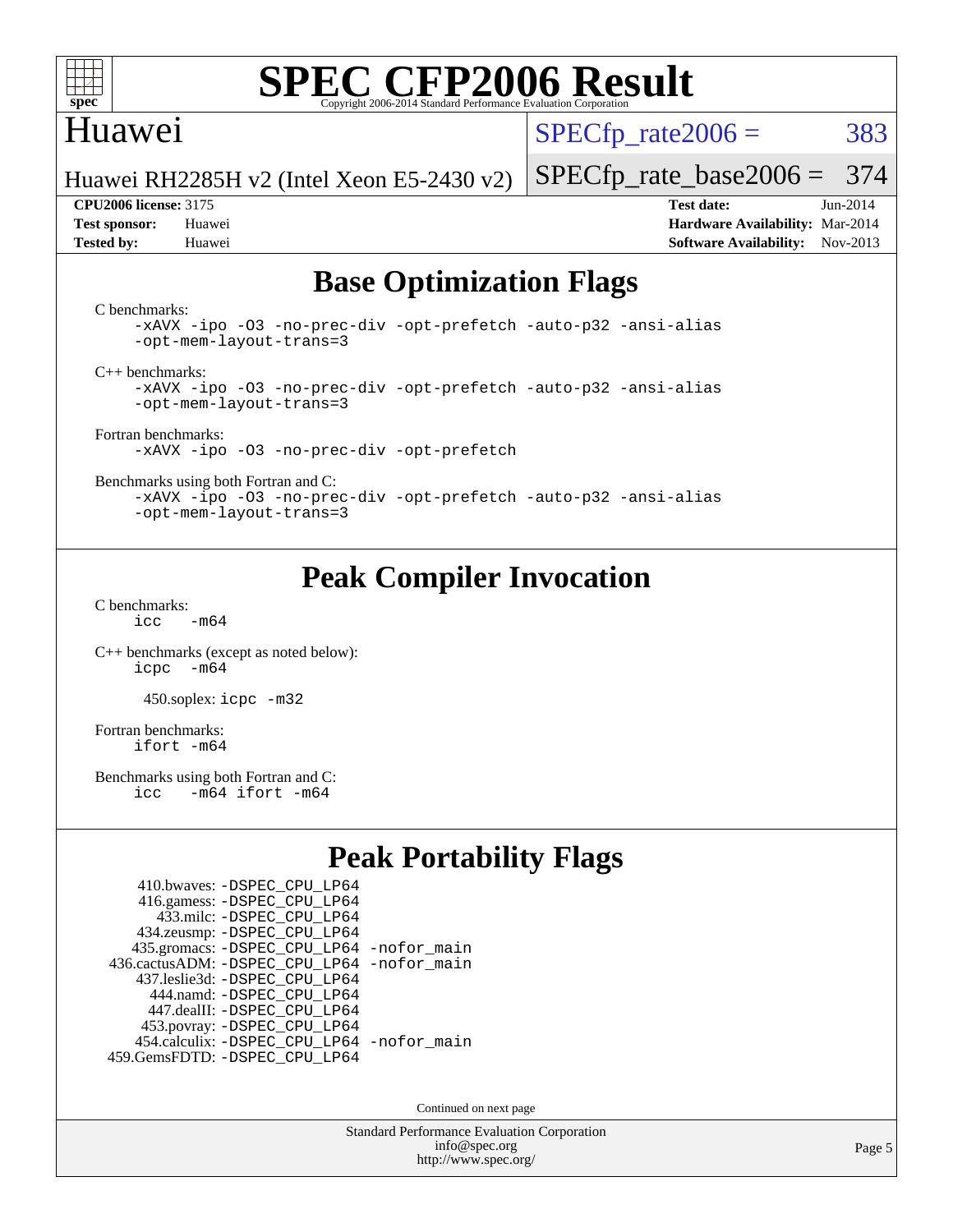# SPEC CFP2006 Result

Copyright 2006-2014 Standard Performance Evaluation Corporation

## Huawei

Huawei RH2285H v2 (Intel Xeon E5-2430 v2)

SPECfp_rate2006 = 383

SPECfp_rate_base2006 = 374

| | | | |
|---|---|---|---|
| **CPU2006 license:** 3175 | | **Test date:** | Jun-2014 |
| **Test sponsor:** | Huawei | **Hardware Availability:** | Mar-2014 |
| **Tested by:** | Huawei | **Software Availability:** | Nov-2013 |

## Base Optimization Flags

C benchmarks:

```
-xAVX -ipo -O3 -no-prec-div -opt-prefetch -auto-p32 -ansi-alias
-opt-mem-layout-trans=3
```

C++ benchmarks:

```
-xAVX -ipo -O3 -no-prec-div -opt-prefetch -auto-p32 -ansi-alias
-opt-mem-layout-trans=3
```

Fortran benchmarks:

```
-xAVX -ipo -O3 -no-prec-div -opt-prefetch
```

Benchmarks using both Fortran and C:

```
-xAVX -ipo -O3 -no-prec-div -opt-prefetch -auto-p32 -ansi-alias
-opt-mem-layout-trans=3
```

## Peak Compiler Invocation

C benchmarks:

```
icc   -m64
```

C++ benchmarks (except as noted below):

```
icpc  -m64
```

450.soplex: `icpc -m32`

Fortran benchmarks:

```
ifort -m64
```

Benchmarks using both Fortran and C:

```
icc   -m64 ifort -m64
```

## Peak Portability Flags

```
    410.bwaves: -DSPEC_CPU_LP64
    416.gamess: -DSPEC_CPU_LP64
      433.milc: -DSPEC_CPU_LP64
    434.zeusmp: -DSPEC_CPU_LP64
   435.gromacs: -DSPEC_CPU_LP64 -nofor_main
436.cactusADM: -DSPEC_CPU_LP64 -nofor_main
   437.leslie3d: -DSPEC_CPU_LP64
      444.namd: -DSPEC_CPU_LP64
    447.dealII: -DSPEC_CPU_LP64
    453.povray: -DSPEC_CPU_LP64
  454.calculix: -DSPEC_CPU_LP64 -nofor_main
459.GemsFDTD: -DSPEC_CPU_LP64
```

Continued on next page

Standard Performance Evaluation Corporation
info@spec.org
http://www.spec.org/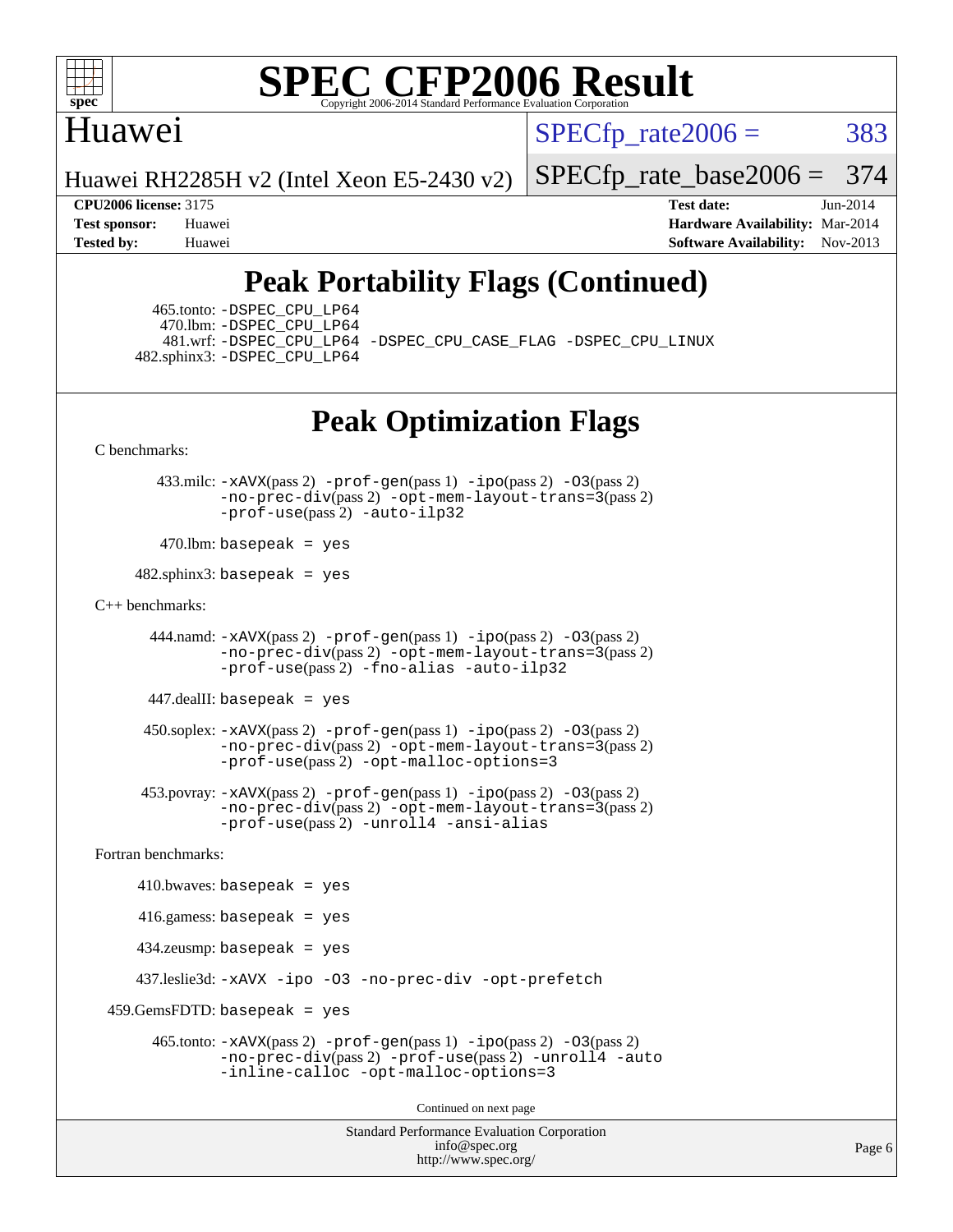## Peak Portability Flags (Continued)

465.tonto: -DSPEC_CPU_LP64
470.lbm: -DSPEC_CPU_LP64
481.wrf: -DSPEC_CPU_LP64 -DSPEC_CPU_CASE_FLAG -DSPEC_CPU_LINUX
482.sphinx3: -DSPEC_CPU_LP64

## Peak Optimization Flags

C benchmarks:

433.milc: -xAVX(pass 2) -prof-gen(pass 1) -ipo(pass 2) -O3(pass 2) -no-prec-div(pass 2) -opt-mem-layout-trans=3(pass 2) -prof-use(pass 2) -auto-ilp32

470.lbm: basepeak = yes

482.sphinx3: basepeak = yes

C++ benchmarks:

444.namd: -xAVX(pass 2) -prof-gen(pass 1) -ipo(pass 2) -O3(pass 2) -no-prec-div(pass 2) -opt-mem-layout-trans=3(pass 2) -prof-use(pass 2) -fno-alias -auto-ilp32

447.dealII: basepeak = yes

450.soplex: -xAVX(pass 2) -prof-gen(pass 1) -ipo(pass 2) -O3(pass 2) -no-prec-div(pass 2) -opt-mem-layout-trans=3(pass 2) -prof-use(pass 2) -opt-malloc-options=3

453.povray: -xAVX(pass 2) -prof-gen(pass 1) -ipo(pass 2) -O3(pass 2) -no-prec-div(pass 2) -opt-mem-layout-trans=3(pass 2) -prof-use(pass 2) -unroll4 -ansi-alias

Fortran benchmarks:

410.bwaves: basepeak = yes

416.gamess: basepeak = yes

434.zeusmp: basepeak = yes

437.leslie3d: -xAVX -ipo -O3 -no-prec-div -opt-prefetch

459.GemsFDTD: basepeak = yes

465.tonto: -xAVX(pass 2) -prof-gen(pass 1) -ipo(pass 2) -O3(pass 2) -no-prec-div(pass 2) -prof-use(pass 2) -unroll4 -auto -inline-calloc -opt-malloc-options=3

Continued on next page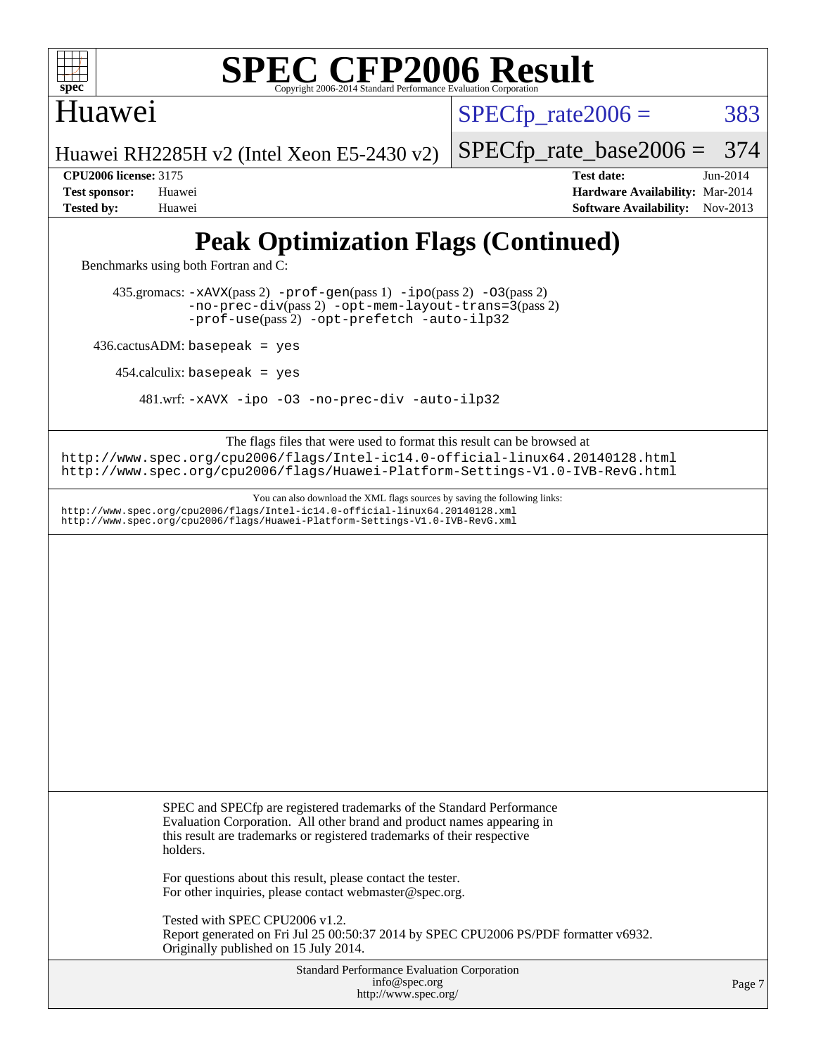# SPEC CFP2006 Result

Copyright 2006-2014 Standard Performance Evaluation Corporation

Huawei

Huawei RH2285H v2 (Intel Xeon E5-2430 v2)

SPECfp_rate2006 = 383

SPECfp_rate_base2006 = 374

**CPU2006 license:** 3175
**Test sponsor:** Huawei
**Tested by:** Huawei

**Test date:** Jun-2014
**Hardware Availability:** Mar-2014
**Software Availability:** Nov-2013

## Peak Optimization Flags (Continued)

Benchmarks using both Fortran and C:

435.gromacs: -xAVX(pass 2) -prof-gen(pass 1) -ipo(pass 2) -O3(pass 2) -no-prec-div(pass 2) -opt-mem-layout-trans=3(pass 2) -prof-use(pass 2) -opt-prefetch -auto-ilp32

436.cactusADM: basepeak = yes

454.calculix: basepeak = yes

481.wrf: -xAVX -ipo -O3 -no-prec-div -auto-ilp32

The flags files that were used to format this result can be browsed at
http://www.spec.org/cpu2006/flags/Intel-ic14.0-official-linux64.20140128.html
http://www.spec.org/cpu2006/flags/Huawei-Platform-Settings-V1.0-IVB-RevG.html

You can also download the XML flags sources by saving the following links:
http://www.spec.org/cpu2006/flags/Intel-ic14.0-official-linux64.20140128.xml
http://www.spec.org/cpu2006/flags/Huawei-Platform-Settings-V1.0-IVB-RevG.xml

SPEC and SPECfp are registered trademarks of the Standard Performance Evaluation Corporation. All other brand and product names appearing in this result are trademarks or registered trademarks of their respective holders.

For questions about this result, please contact the tester.
For other inquiries, please contact webmaster@spec.org.

Tested with SPEC CPU2006 v1.2.
Report generated on Fri Jul 25 00:50:37 2014 by SPEC CPU2006 PS/PDF formatter v6932.
Originally published on 15 July 2014.

Standard Performance Evaluation Corporation
info@spec.org
http://www.spec.org/